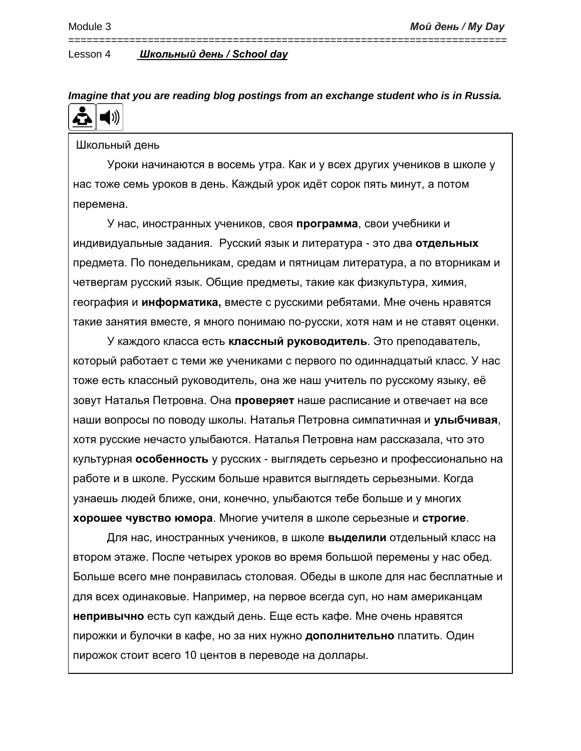Module 3 **_Мой день / My Day_**

Lesson 4 **_Школьный день / School day_**

***Imagine that you are reading blog postings from an exchange student who is in Russia.***

Школьный день

Уроки начинаются в восемь утра. Как и у всех других учеников в школе у нас тоже семь уроков в день. Каждый урок идёт сорок пять минут, а потом перемена.

У нас, иностранных учеников, своя **программа**, свои учебники и индивидуальные задания. Русский язык и литература - это два **отдельных** предмета. По понедельникам, средам и пятницам литература, а по вторникам и четвергам русский язык. Общие предметы, такие как физкультура, химия, география и **информатика,** вместе с русскими ребятами. Мне очень нравятся такие занятия вместе, я много понимаю по-русски, хотя нам и не ставят оценки.

У каждого класса есть **классный руководитель**. Это преподаватель, который работает с теми же учениками с первого по одиннадцатый класс. У нас тоже есть классный руководитель, она же наш учитель по русскому языку, её зовут Наталья Петровна. Она **проверяет** наше расписание и отвечает на все наши вопросы по поводу школы. Наталья Петровна симпатичная и **улыбчивая**, хотя русские нечасто улыбаются. Наталья Петровна нам рассказала, что это культурная **особенность** у русских - выглядеть серьезно и профессионально на работе и в школе. Русским больше нравится выглядеть серьезными. Когда узнаешь людей ближе, они, конечно, улыбаются тебе больше и у многих **хорошее чувство юмора**. Многие учителя в школе серьезные и **строгие**.

Для нас, иностранных учеников, в школе **выделили** отдельный класс на втором этаже. После четырех уроков во время большой перемены у нас обед. Больше всего мне понравилась столовая. Обеды в школе для нас бесплатные и для всех одинаковые. Например, на первое всегда суп, но нам американцам **непривычно** есть суп каждый день. Еще есть кафе. Мне очень нравятся пирожки и булочки в кафе, но за них нужно **дополнительно** платить. Один пирожок стоит всего 10 центов в переводе на доллары.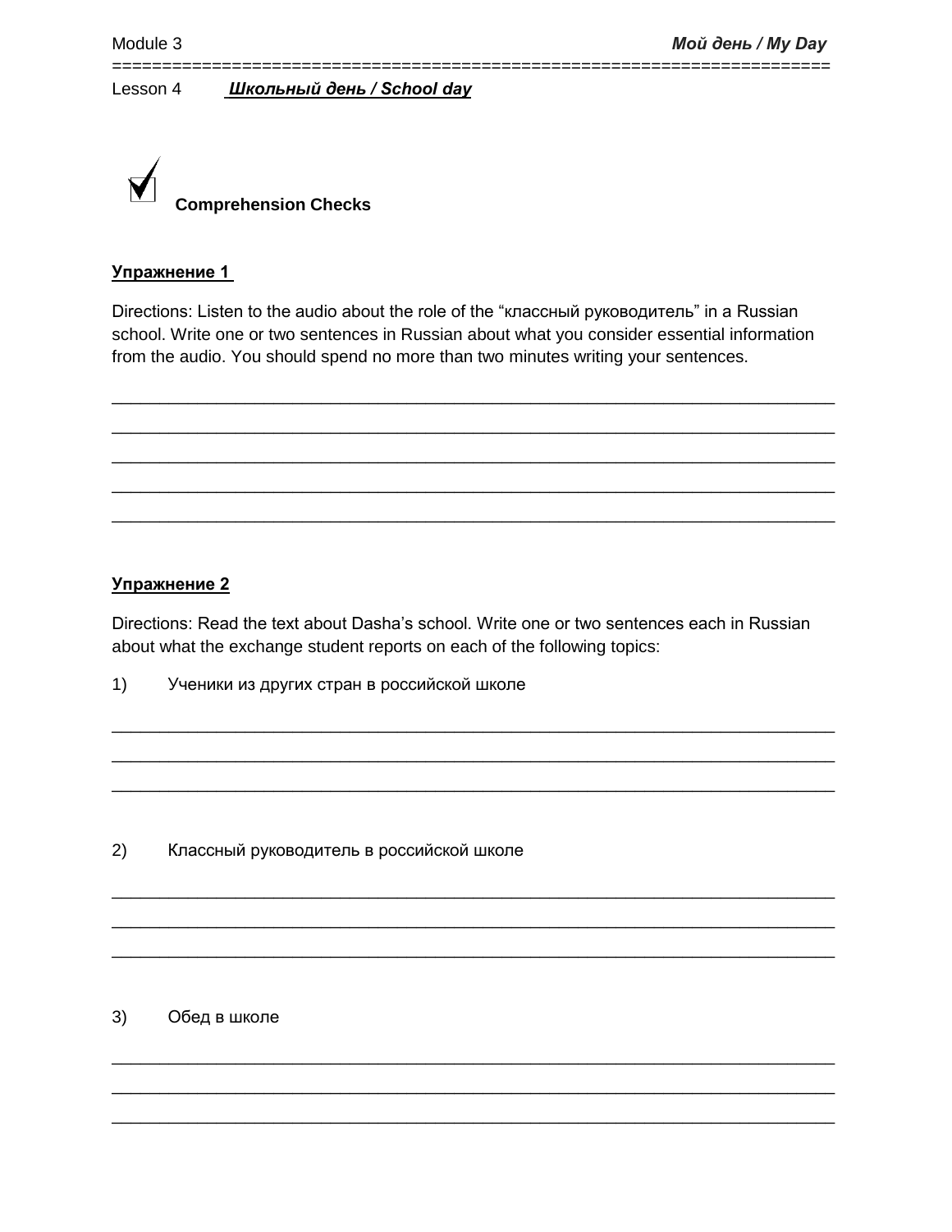Lesson 4 ***Школьный день / School day***

### Comprehension Checks

**Упражнение 1**

Directions: Listen to the audio about the role of the "классный руководитель" in a Russian school. Write one or two sentences in Russian about what you consider essential information from the audio. You should spend no more than two minutes writing your sentences.

\_\_\_\_\_\_\_\_\_\_\_\_\_\_\_\_\_\_\_\_\_\_\_\_\_\_\_\_\_\_\_\_\_\_\_\_\_\_\_\_\_\_\_\_\_\_\_\_\_\_\_\_\_\_\_\_\_\_\_\_\_\_\_\_\_\_\_\_\_\_\_\_

\_\_\_\_\_\_\_\_\_\_\_\_\_\_\_\_\_\_\_\_\_\_\_\_\_\_\_\_\_\_\_\_\_\_\_\_\_\_\_\_\_\_\_\_\_\_\_\_\_\_\_\_\_\_\_\_\_\_\_\_\_\_\_\_\_\_\_\_\_\_\_\_

\_\_\_\_\_\_\_\_\_\_\_\_\_\_\_\_\_\_\_\_\_\_\_\_\_\_\_\_\_\_\_\_\_\_\_\_\_\_\_\_\_\_\_\_\_\_\_\_\_\_\_\_\_\_\_\_\_\_\_\_\_\_\_\_\_\_\_\_\_\_\_\_

\_\_\_\_\_\_\_\_\_\_\_\_\_\_\_\_\_\_\_\_\_\_\_\_\_\_\_\_\_\_\_\_\_\_\_\_\_\_\_\_\_\_\_\_\_\_\_\_\_\_\_\_\_\_\_\_\_\_\_\_\_\_\_\_\_\_\_\_\_\_\_\_

\_\_\_\_\_\_\_\_\_\_\_\_\_\_\_\_\_\_\_\_\_\_\_\_\_\_\_\_\_\_\_\_\_\_\_\_\_\_\_\_\_\_\_\_\_\_\_\_\_\_\_\_\_\_\_\_\_\_\_\_\_\_\_\_\_\_\_\_\_\_\_\_

**Упражнение 2**

Directions: Read the text about Dasha's school. Write one or two sentences each in Russian about what the exchange student reports on each of the following topics:

1) Ученики из других стран в российской школе

\_\_\_\_\_\_\_\_\_\_\_\_\_\_\_\_\_\_\_\_\_\_\_\_\_\_\_\_\_\_\_\_\_\_\_\_\_\_\_\_\_\_\_\_\_\_\_\_\_\_\_\_\_\_\_\_\_\_\_\_\_\_\_\_\_\_\_\_\_\_\_\_

\_\_\_\_\_\_\_\_\_\_\_\_\_\_\_\_\_\_\_\_\_\_\_\_\_\_\_\_\_\_\_\_\_\_\_\_\_\_\_\_\_\_\_\_\_\_\_\_\_\_\_\_\_\_\_\_\_\_\_\_\_\_\_\_\_\_\_\_\_\_\_\_

\_\_\_\_\_\_\_\_\_\_\_\_\_\_\_\_\_\_\_\_\_\_\_\_\_\_\_\_\_\_\_\_\_\_\_\_\_\_\_\_\_\_\_\_\_\_\_\_\_\_\_\_\_\_\_\_\_\_\_\_\_\_\_\_\_\_\_\_\_\_\_\_

2) Классный руководитель в российской школе

\_\_\_\_\_\_\_\_\_\_\_\_\_\_\_\_\_\_\_\_\_\_\_\_\_\_\_\_\_\_\_\_\_\_\_\_\_\_\_\_\_\_\_\_\_\_\_\_\_\_\_\_\_\_\_\_\_\_\_\_\_\_\_\_\_\_\_\_\_\_\_\_

\_\_\_\_\_\_\_\_\_\_\_\_\_\_\_\_\_\_\_\_\_\_\_\_\_\_\_\_\_\_\_\_\_\_\_\_\_\_\_\_\_\_\_\_\_\_\_\_\_\_\_\_\_\_\_\_\_\_\_\_\_\_\_\_\_\_\_\_\_\_\_\_

\_\_\_\_\_\_\_\_\_\_\_\_\_\_\_\_\_\_\_\_\_\_\_\_\_\_\_\_\_\_\_\_\_\_\_\_\_\_\_\_\_\_\_\_\_\_\_\_\_\_\_\_\_\_\_\_\_\_\_\_\_\_\_\_\_\_\_\_\_\_\_\_

3) Обед в школе

\_\_\_\_\_\_\_\_\_\_\_\_\_\_\_\_\_\_\_\_\_\_\_\_\_\_\_\_\_\_\_\_\_\_\_\_\_\_\_\_\_\_\_\_\_\_\_\_\_\_\_\_\_\_\_\_\_\_\_\_\_\_\_\_\_\_\_\_\_\_\_\_

\_\_\_\_\_\_\_\_\_\_\_\_\_\_\_\_\_\_\_\_\_\_\_\_\_\_\_\_\_\_\_\_\_\_\_\_\_\_\_\_\_\_\_\_\_\_\_\_\_\_\_\_\_\_\_\_\_\_\_\_\_\_\_\_\_\_\_\_\_\_\_\_

\_\_\_\_\_\_\_\_\_\_\_\_\_\_\_\_\_\_\_\_\_\_\_\_\_\_\_\_\_\_\_\_\_\_\_\_\_\_\_\_\_\_\_\_\_\_\_\_\_\_\_\_\_\_\_\_\_\_\_\_\_\_\_\_\_\_\_\_\_\_\_\_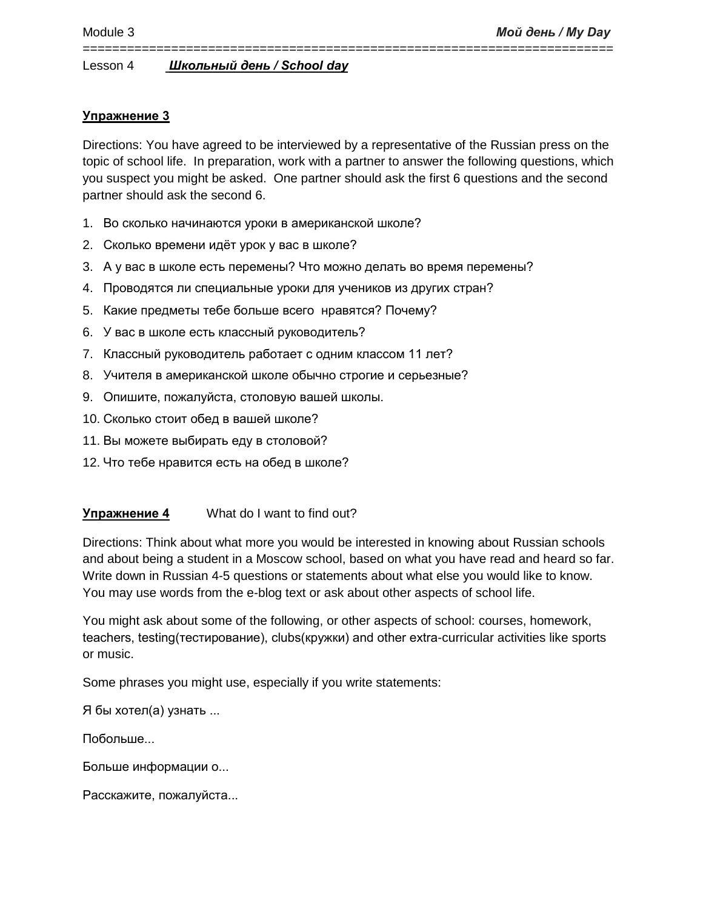Lesson 4 ***Школьный день / School day***

**Упражнение 3**

Directions: You have agreed to be interviewed by a representative of the Russian press on the topic of school life. In preparation, work with a partner to answer the following questions, which you suspect you might be asked. One partner should ask the first 6 questions and the second partner should ask the second 6.

1. Во сколько начинаются уроки в американской школе?
2. Сколько времени идёт урок у вас в школе?
3. А у вас в школе есть перемены? Что можно делать во время перемены?
4. Проводятся ли специальные уроки для учеников из других стран?
5. Какие предметы тебе больше всего нравятся? Почему?
6. У вас в школе есть классный руководитель?
7. Классный руководитель работает с одним классом 11 лет?
8. Учителя в американской школе обычно строгие и серьезные?
9. Опишите, пожалуйста, столовую вашей школы.
10. Сколько стоит обед в вашей школе?
11. Вы можете выбирать еду в столовой?
12. Что тебе нравится есть на обед в школе?

**Упражнение 4** What do I want to find out?

Directions: Think about what more you would be interested in knowing about Russian schools and about being a student in a Moscow school, based on what you have read and heard so far. Write down in Russian 4-5 questions or statements about what else you would like to know. You may use words from the e-blog text or ask about other aspects of school life.

You might ask about some of the following, or other aspects of school: courses, homework, teachers, testing(тестирование), clubs(кружки) and other extra-curricular activities like sports or music.

Some phrases you might use, especially if you write statements:

Я бы хотел(а) узнать ...

Побольше...

Больше информации о...

Расскажите, пожалуйста...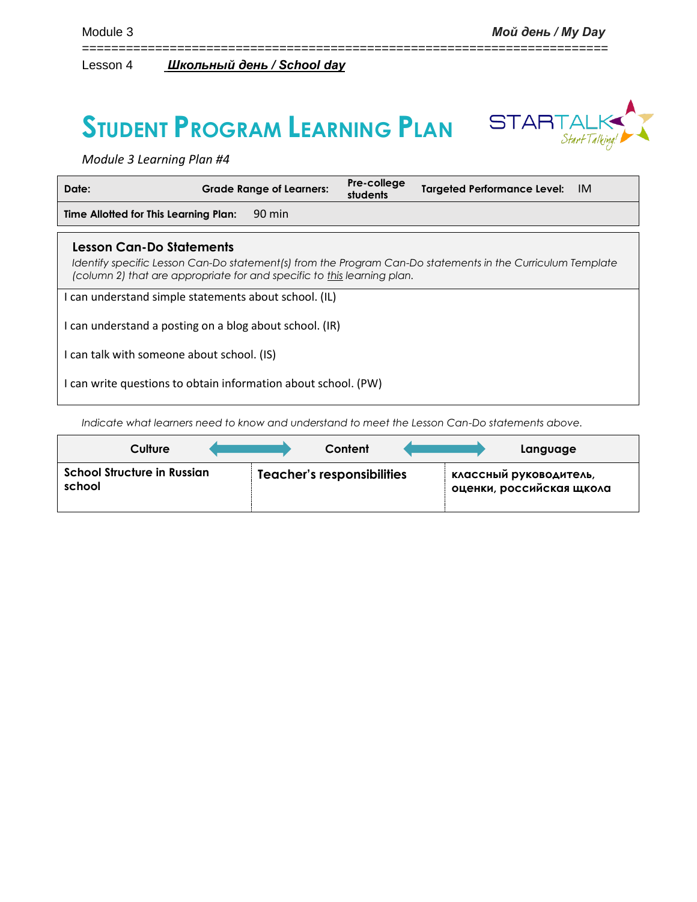Module 3 **_Мой день / My Day_**

Lesson 4 **_Школьный день / School day_**

# STUDENT PROGRAM LEARNING PLAN

*Module 3 Learning Plan #4*

| **Date:** | **Grade Range of Learners:** | **Pre-college students** | **Targeted Performance Level:** | IM |
|---|---|---|---|---|
| **Time Allotted for This Learning Plan:** | 90 min | | | |

### Lesson Can-Do Statements

*Identify specific Lesson Can-Do statement(s) from the Program Can-Do statements in the Curriculum Template (column 2) that are appropriate for and specific to this learning plan.*

I can understand simple statements about school. (IL)

I can understand a posting on a blog about school. (IR)

I can talk with someone about school. (IS)

I can write questions to obtain information about school. (PW)

*Indicate what learners need to know and understand to meet the Lesson Can-Do statements above.*

| Culture | Content | Language |
|---|---|---|
| **School Structure in Russian school** | **Teacher's responsibilities** | **классный руководитель, оценки, российская щкола** |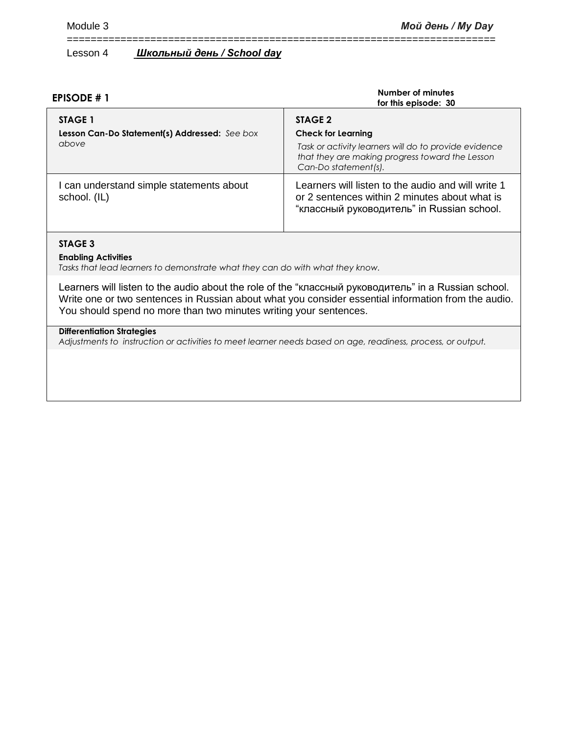Module 3 **Мой день / My Day**

Lesson 4 ***Школьный день / School day***

**EPISODE # 1**

**Number of minutes for this episode: 30**

| **STAGE 1**<br>**Lesson Can-Do Statement(s) Addressed:** *See box above* | **STAGE 2**<br>**Check for Learning**<br>*Task or activity learners will do to provide evidence that they are making progress toward the Lesson Can-Do statement(s).* |
|---|---|
| I can understand simple statements about school. (IL) | Learners will listen to the audio and will write 1 or 2 sentences within 2 minutes about what is "классный руководитель" in Russian school. |

**STAGE 3**

**Enabling Activities**

*Tasks that lead learners to demonstrate what they can do with what they know.*

Learners will listen to the audio about the role of the "классный руководитель" in a Russian school. Write one or two sentences in Russian about what you consider essential information from the audio. You should spend no more than two minutes writing your sentences.

**Differentiation Strategies**

*Adjustments to instruction or activities to meet learner needs based on age, readiness, process, or output.*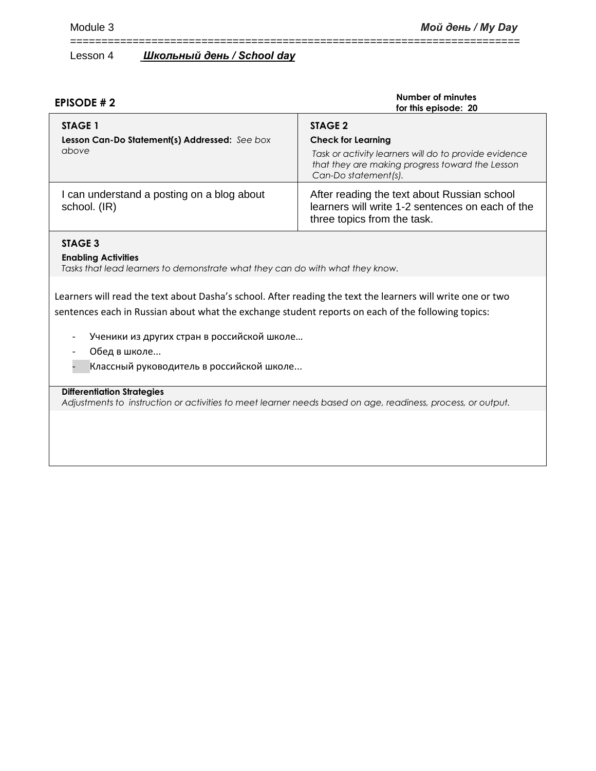Module 3 **Мой день / My Day**

Lesson 4 **Школьный день / School day**

## EPISODE # 2

**Number of minutes for this episode: 20**

| **STAGE 1**<br>**Lesson Can-Do Statement(s) Addressed:** *See box above* | **STAGE 2**<br>**Check for Learning**<br>*Task or activity learners will do to provide evidence that they are making progress toward the Lesson Can-Do statement(s).* |
|---|---|
| I can understand a posting on a blog about school. (IR) | After reading the text about Russian school learners will write 1-2 sentences on each of the three topics from the task. |

**STAGE 3**

**Enabling Activities**

*Tasks that lead learners to demonstrate what they can do with what they know.*

Learners will read the text about Dasha's school. After reading the text the learners will write one or two sentences each in Russian about what the exchange student reports on each of the following topics:

- Ученики из других стран в российской школе…
- Обед в школе...
- Классный руководитель в российской школе...

**Differentiation Strategies**

*Adjustments to instruction or activities to meet learner needs based on age, readiness, process, or output.*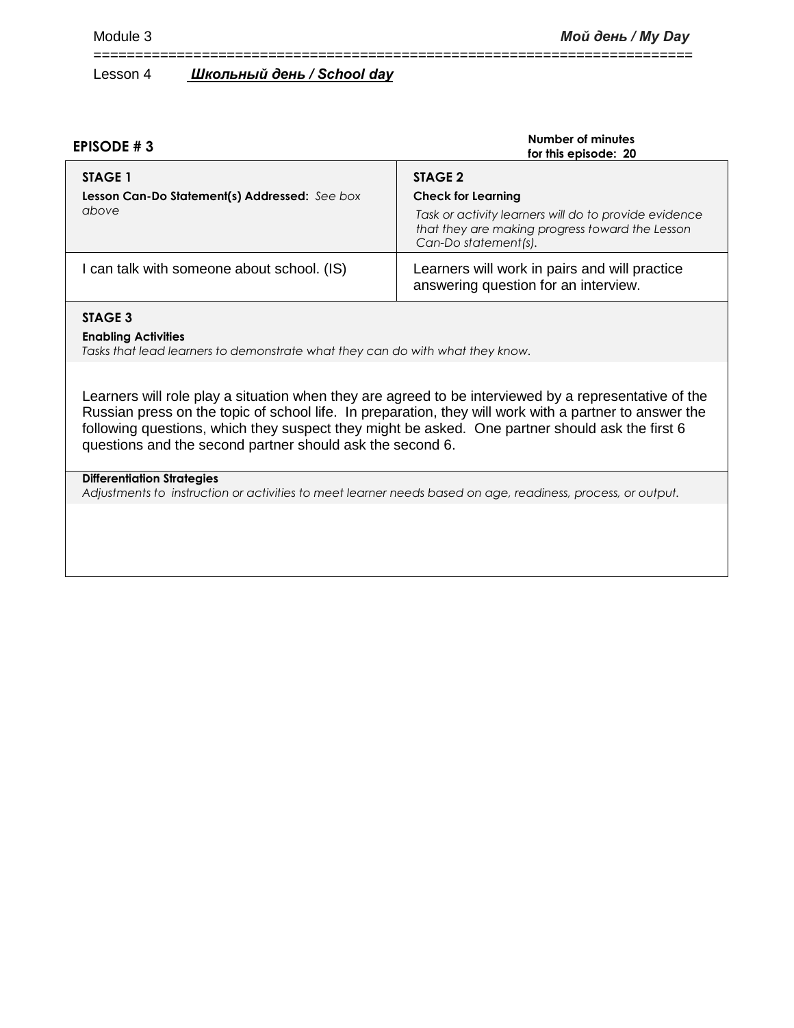Module 3 **_Мой день / My Day_**

Lesson 4 **_Школьный день / School day_**

**EPISODE # 3**

**Number of minutes for this episode: 20**

| **STAGE 1** **Lesson Can-Do Statement(s) Addressed:** *See box above* | **STAGE 2** **Check for Learning** *Task or activity learners will do to provide evidence that they are making progress toward the Lesson Can-Do statement(s).* |
|---|---|
| I can talk with someone about school. (IS) | Learners will work in pairs and will practice answering question for an interview. |

**STAGE 3**

**Enabling Activities**

*Tasks that lead learners to demonstrate what they can do with what they know.*

Learners will role play a situation when they are agreed to be interviewed by a representative of the Russian press on the topic of school life. In preparation, they will work with a partner to answer the following questions, which they suspect they might be asked. One partner should ask the first 6 questions and the second partner should ask the second 6.

**Differentiation Strategies**

*Adjustments to instruction or activities to meet learner needs based on age, readiness, process, or output.*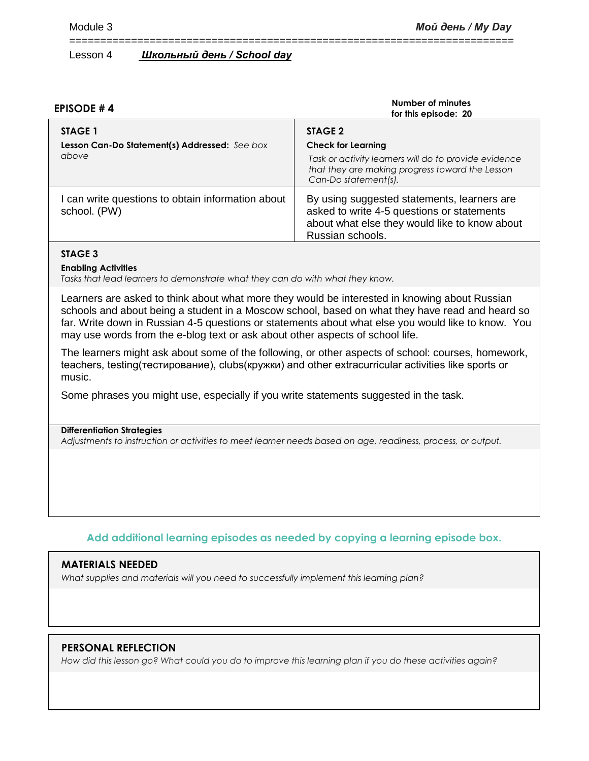Module 3 **_Мой день / My Day_**

===================================================================

Lesson 4 **_Школьный день / School day_**

**EPISODE # 4**

**Number of minutes for this episode: 20**

| **STAGE 1**<br>**Lesson Can-Do Statement(s) Addressed:** *See box above* | **STAGE 2**<br>**Check for Learning**<br>*Task or activity learners will do to provide evidence that they are making progress toward the Lesson Can-Do statement(s).* |
|---|---|
| I can write questions to obtain information about school. (PW) | By using suggested statements, learners are asked to write 4-5 questions or statements about what else they would like to know about Russian schools. |

**STAGE 3**

**Enabling Activities**

*Tasks that lead learners to demonstrate what they can do with what they know.*

Learners are asked to think about what more they would be interested in knowing about Russian schools and about being a student in a Moscow school, based on what they have read and heard so far. Write down in Russian 4-5 questions or statements about what else you would like to know. You may use words from the e-blog text or ask about other aspects of school life.

The learners might ask about some of the following, or other aspects of school: courses, homework, teachers, testing(тестирование), clubs(кружки) and other extracurricular activities like sports or music.

Some phrases you might use, especially if you write statements suggested in the task.

**Differentiation Strategies**

*Adjustments to instruction or activities to meet learner needs based on age, readiness, process, or output.*

**Add additional learning episodes as needed by copying a learning episode box.**

**MATERIALS NEEDED**

*What supplies and materials will you need to successfully implement this learning plan?*

**PERSONAL REFLECTION**

*How did this lesson go? What could you do to improve this learning plan if you do these activities again?*